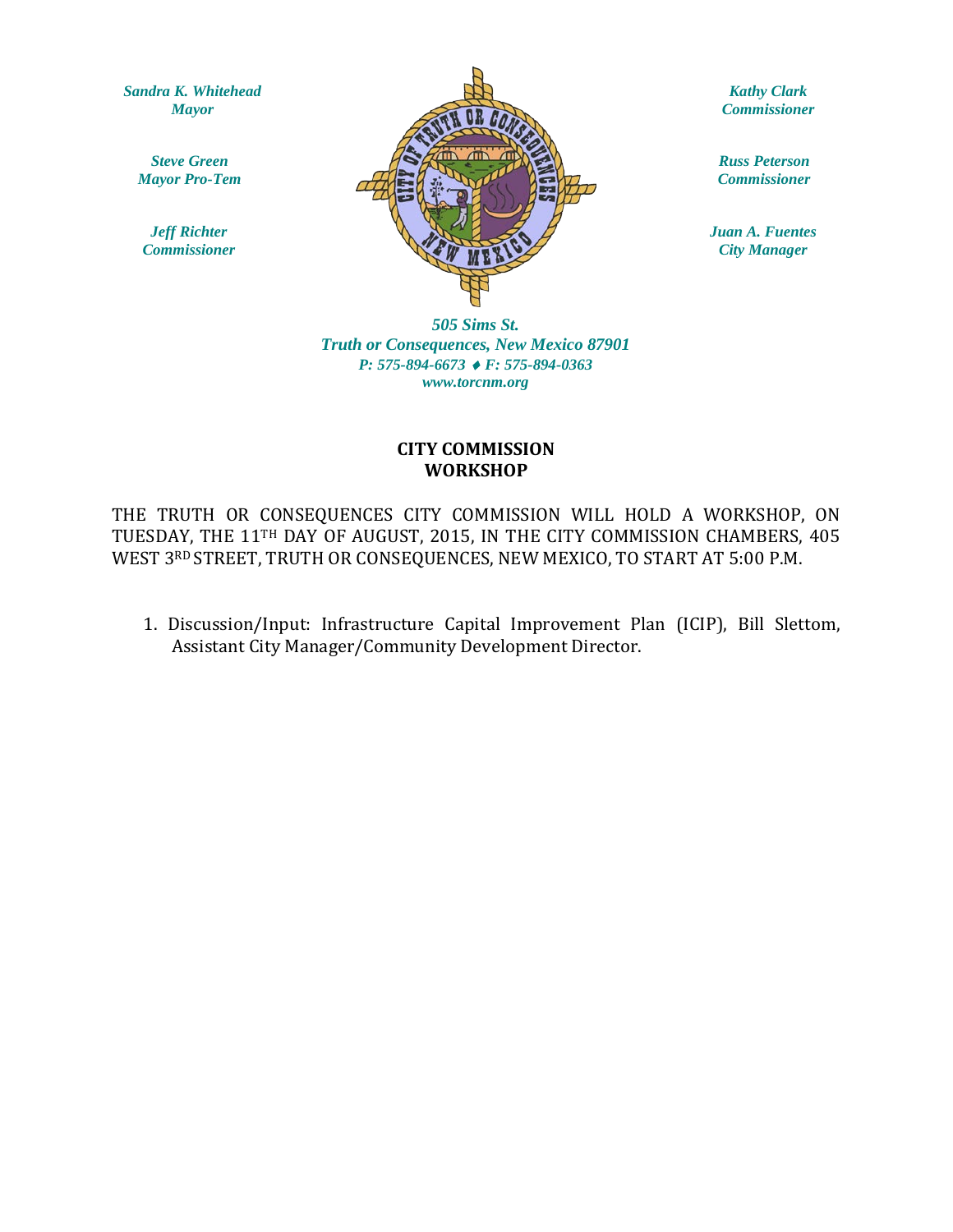*Sandra K. Whitehead*
*Mayor*

*Steve Green*
*Mayor Pro-Tem*

*Jeff Richter*
*Commissioner*

*Kathy Clark*
*Commissioner*

*Russ Peterson*
*Commissioner*

*Juan A. Fuentes*
*City Manager*

*505 Sims St.*
*Truth or Consequences, New Mexico 87901*
*P: 575-894-6673 ♦ F: 575-894-0363*
*www.torcnm.org*

**CITY COMMISSION**
**WORKSHOP**

THE TRUTH OR CONSEQUENCES CITY COMMISSION WILL HOLD A WORKSHOP, ON TUESDAY, THE 11TH DAY OF AUGUST, 2015, IN THE CITY COMMISSION CHAMBERS, 405 WEST 3RD STREET, TRUTH OR CONSEQUENCES, NEW MEXICO, TO START AT 5:00 P.M.

1. Discussion/Input: Infrastructure Capital Improvement Plan (ICIP), Bill Slettom, Assistant City Manager/Community Development Director.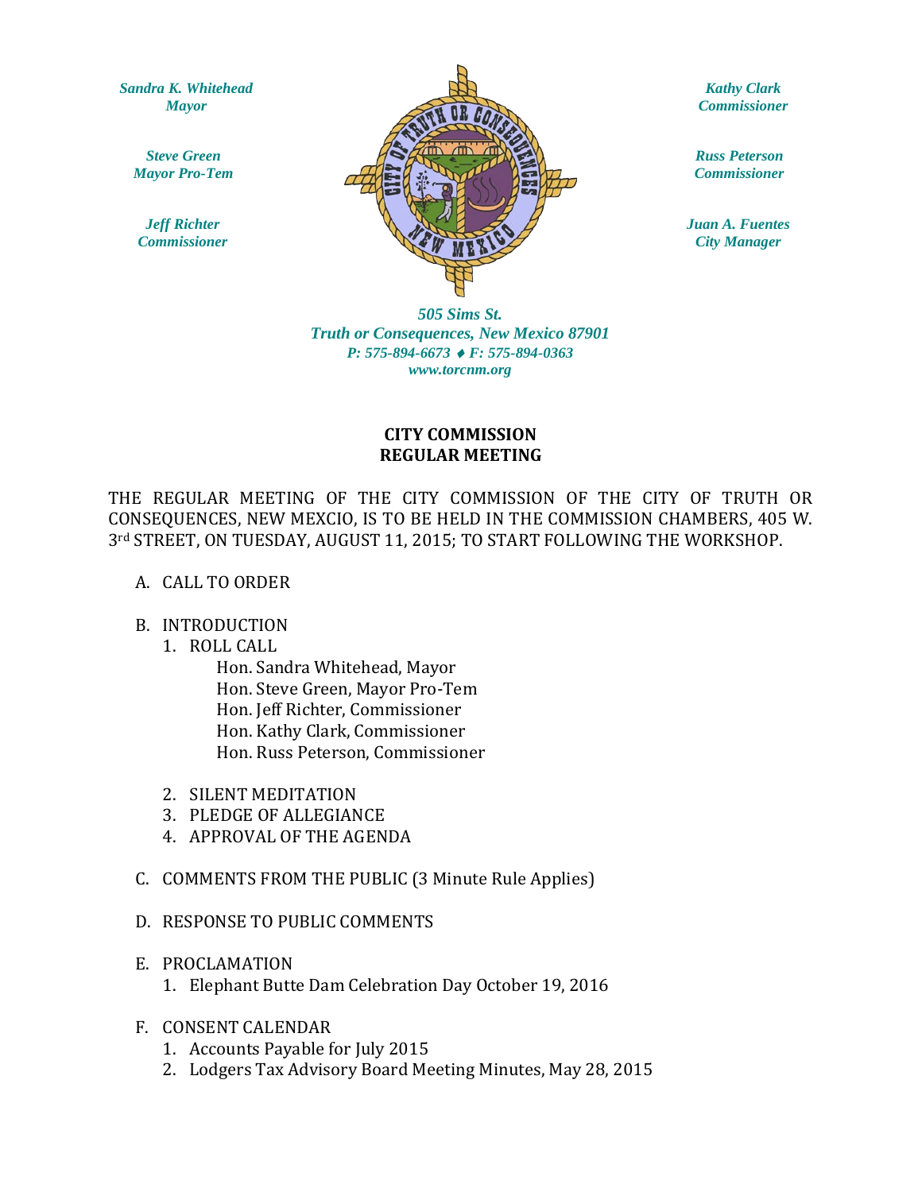*Sandra K. Whitehead*
*Mayor*

*Steve Green*
*Mayor Pro-Tem*

*Jeff Richter*
*Commissioner*

*Kathy Clark*
*Commissioner*

*Russ Peterson*
*Commissioner*

*Juan A. Fuentes*
*City Manager*

*505 Sims St.*
*Truth or Consequences, New Mexico 87901*
*P: 575-894-6673 ♦ F: 575-894-0363*
*www.torcnm.org*

**CITY COMMISSION**
**REGULAR MEETING**

THE REGULAR MEETING OF THE CITY COMMISSION OF THE CITY OF TRUTH OR CONSEQUENCES, NEW MEXCIO, IS TO BE HELD IN THE COMMISSION CHAMBERS, 405 W. 3rd STREET, ON TUESDAY, AUGUST 11, 2015; TO START FOLLOWING THE WORKSHOP.

A. CALL TO ORDER

B. INTRODUCTION
   1. ROLL CALL
      - Hon. Sandra Whitehead, Mayor
      - Hon. Steve Green, Mayor Pro-Tem
      - Hon. Jeff Richter, Commissioner
      - Hon. Kathy Clark, Commissioner
      - Hon. Russ Peterson, Commissioner
   2. SILENT MEDITATION
   3. PLEDGE OF ALLEGIANCE
   4. APPROVAL OF THE AGENDA

C. COMMENTS FROM THE PUBLIC (3 Minute Rule Applies)

D. RESPONSE TO PUBLIC COMMENTS

E. PROCLAMATION
   1. Elephant Butte Dam Celebration Day October 19, 2016

F. CONSENT CALENDAR
   1. Accounts Payable for July 2015
   2. Lodgers Tax Advisory Board Meeting Minutes, May 28, 2015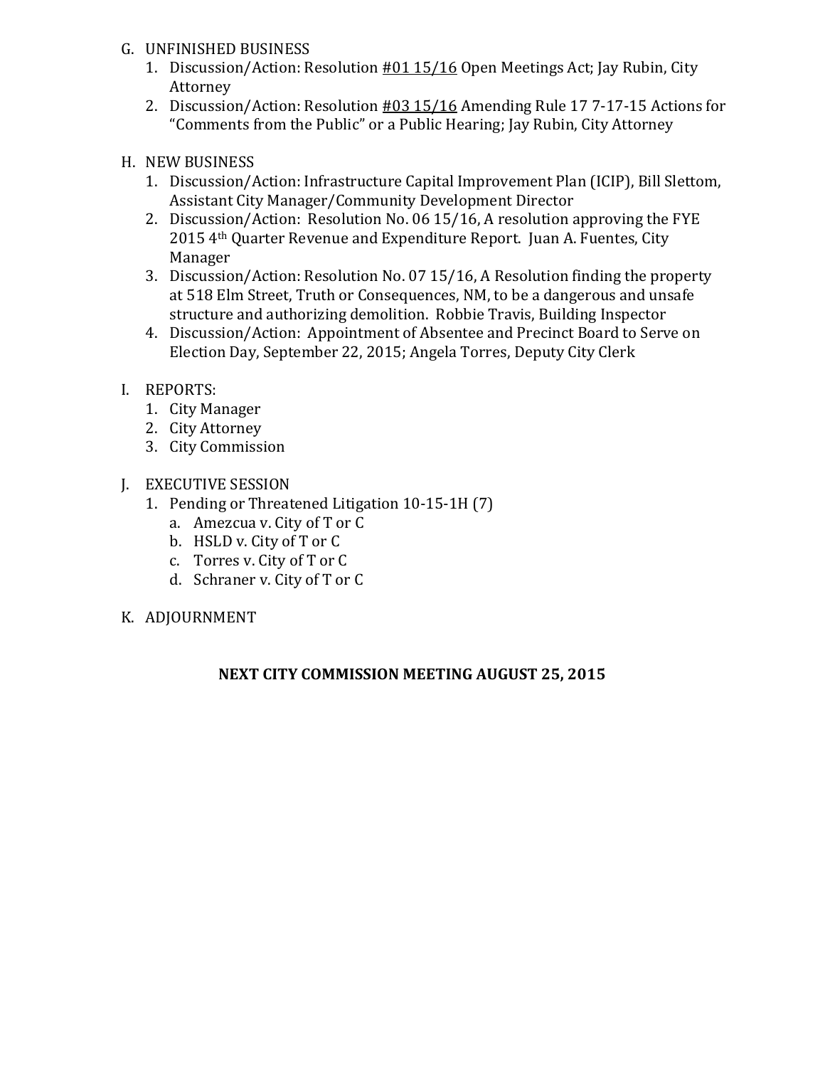G. UNFINISHED BUSINESS
   1. Discussion/Action: Resolution #01 15/16 Open Meetings Act; Jay Rubin, City Attorney
   2. Discussion/Action: Resolution #03 15/16 Amending Rule 17 7-17-15 Actions for "Comments from the Public" or a Public Hearing; Jay Rubin, City Attorney

H. NEW BUSINESS
   1. Discussion/Action: Infrastructure Capital Improvement Plan (ICIP), Bill Slettom, Assistant City Manager/Community Development Director
   2. Discussion/Action: Resolution No. 06 15/16, A resolution approving the FYE 2015 4th Quarter Revenue and Expenditure Report. Juan A. Fuentes, City Manager
   3. Discussion/Action: Resolution No. 07 15/16, A Resolution finding the property at 518 Elm Street, Truth or Consequences, NM, to be a dangerous and unsafe structure and authorizing demolition. Robbie Travis, Building Inspector
   4. Discussion/Action: Appointment of Absentee and Precinct Board to Serve on Election Day, September 22, 2015; Angela Torres, Deputy City Clerk

I. REPORTS:
   1. City Manager
   2. City Attorney
   3. City Commission

J. EXECUTIVE SESSION
   1. Pending or Threatened Litigation 10-15-1H (7)
      a. Amezcua v. City of T or C
      b. HSLD v. City of T or C
      c. Torres v. City of T or C
      d. Schraner v. City of T or C

K. ADJOURNMENT

**NEXT CITY COMMISSION MEETING AUGUST 25, 2015**